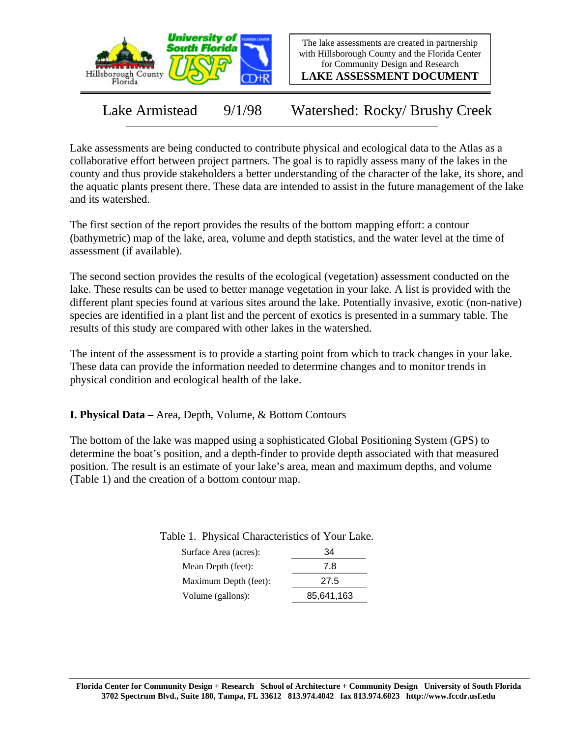The lake assessments are created in partnership with Hillsborough County and the Florida Center for Community Design and Research

**LAKE ASSESSMENT DOCUMENT**

Lake Armistead 9/1/98 Watershed: Rocky/ Brushy Creek

Lake assessments are being conducted to contribute physical and ecological data to the Atlas as a collaborative effort between project partners. The goal is to rapidly assess many of the lakes in the county and thus provide stakeholders a better understanding of the character of the lake, its shore, and the aquatic plants present there. These data are intended to assist in the future management of the lake and its watershed.

The first section of the report provides the results of the bottom mapping effort: a contour (bathymetric) map of the lake, area, volume and depth statistics, and the water level at the time of assessment (if available).

The second section provides the results of the ecological (vegetation) assessment conducted on the lake. These results can be used to better manage vegetation in your lake. A list is provided with the different plant species found at various sites around the lake. Potentially invasive, exotic (non-native) species are identified in a plant list and the percent of exotics is presented in a summary table. The results of this study are compared with other lakes in the watershed.

The intent of the assessment is to provide a starting point from which to track changes in your lake. These data can provide the information needed to determine changes and to monitor trends in physical condition and ecological health of the lake.

**I. Physical Data –** Area, Depth, Volume, & Bottom Contours

The bottom of the lake was mapped using a sophisticated Global Positioning System (GPS) to determine the boat's position, and a depth-finder to provide depth associated with that measured position. The result is an estimate of your lake's area, mean and maximum depths, and volume (Table 1) and the creation of a bottom contour map.

Table 1. Physical Characteristics of Your Lake.

| | |
|---|---|
| Surface Area (acres): | 34 |
| Mean Depth (feet): | 7.8 |
| Maximum Depth (feet): | 27.5 |
| Volume (gallons): | 85,641,163 |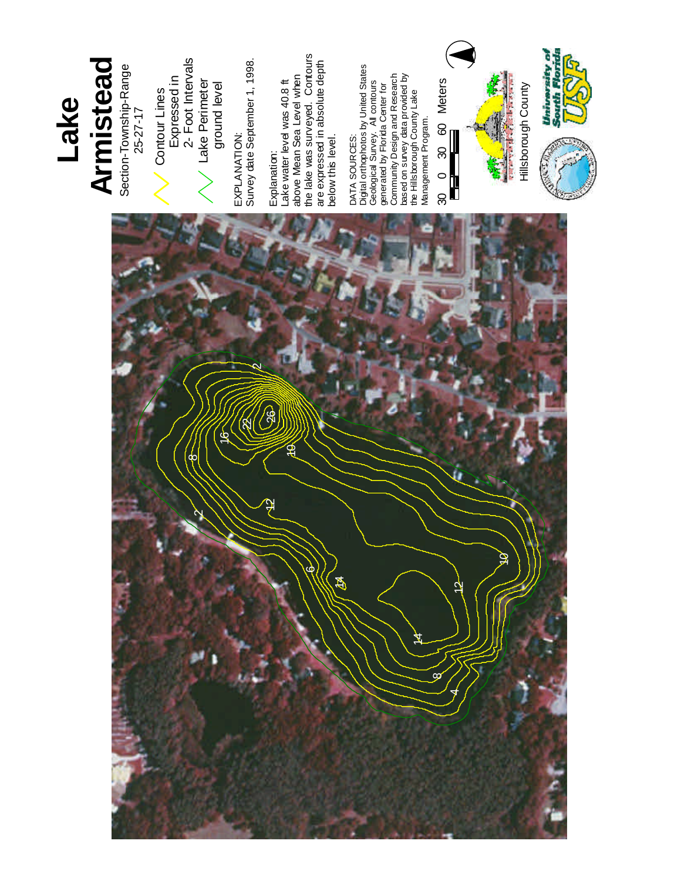# Lake Armistead

Section-Township-Range
25-27-17

Contour Lines Expressed in 2- Foot Intervals

Lake Perimeter ground level

EXPLANATION:
Survey date September 1, 1998.

Explanation:
Lake water level was 40.8 ft above Mean Sea Level when the lake was surveyed. Contours are expressed in absolute depth below this level.

DATA SOURCES:
Digital orthophotos by United States Geological Survey. All contours generated by Florida Center for Community Design and Research based on survey data provided by the Hillsborough County Lake Management Program.

30 0 30 60 Meters

Hillsborough County

University of South Florida USF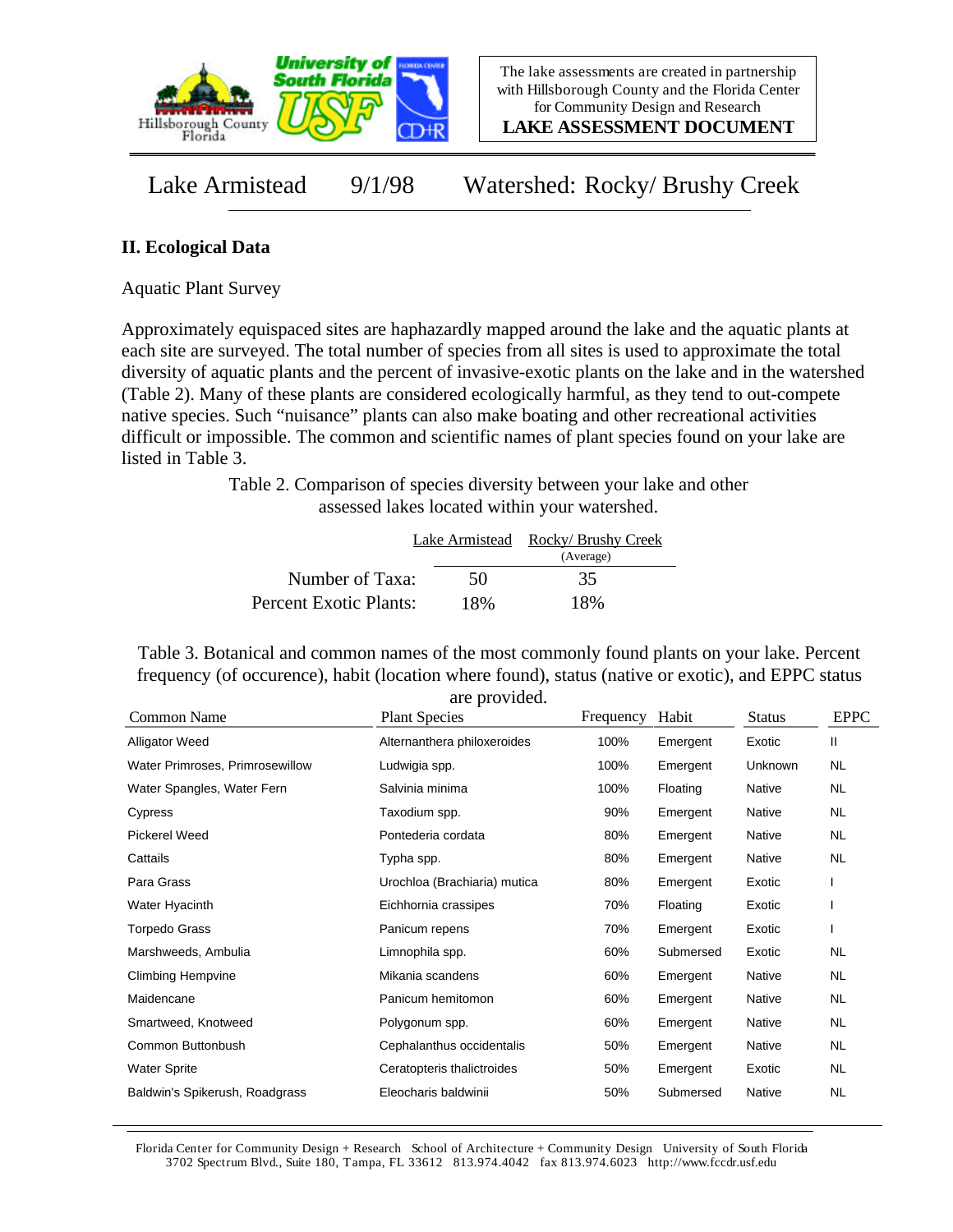Lake Armistead 9/1/98 Watershed: Rocky/ Brushy Creek

## II. Ecological Data

Aquatic Plant Survey

Approximately equispaced sites are haphazardly mapped around the lake and the aquatic plants at each site are surveyed. The total number of species from all sites is used to approximate the total diversity of aquatic plants and the percent of invasive-exotic plants on the lake and in the watershed (Table 2). Many of these plants are considered ecologically harmful, as they tend to out-compete native species. Such "nuisance" plants can also make boating and other recreational activities difficult or impossible. The common and scientific names of plant species found on your lake are listed in Table 3.

Table 2. Comparison of species diversity between your lake and other assessed lakes located within your watershed.

| | Lake Armistead | Rocky/ Brushy Creek (Average) |
|---|---|---|
| Number of Taxa: | 50 | 35 |
| Percent Exotic Plants: | 18% | 18% |

Table 3. Botanical and common names of the most commonly found plants on your lake. Percent frequency (of occurence), habit (location where found), status (native or exotic), and EPPC status are provided.

| Common Name | Plant Species | Frequency | Habit | Status | EPPC |
|---|---|---|---|---|---|
| Alligator Weed | Alternanthera philoxeroides | 100% | Emergent | Exotic | II |
| Water Primroses, Primrosewillow | Ludwigia spp. | 100% | Emergent | Unknown | NL |
| Water Spangles, Water Fern | Salvinia minima | 100% | Floating | Native | NL |
| Cypress | Taxodium spp. | 90% | Emergent | Native | NL |
| Pickerel Weed | Pontederia cordata | 80% | Emergent | Native | NL |
| Cattails | Typha spp. | 80% | Emergent | Native | NL |
| Para Grass | Urochloa (Brachiaria) mutica | 80% | Emergent | Exotic | I |
| Water Hyacinth | Eichhornia crassipes | 70% | Floating | Exotic | I |
| Torpedo Grass | Panicum repens | 70% | Emergent | Exotic | I |
| Marshweeds, Ambulia | Limnophila spp. | 60% | Submersed | Exotic | NL |
| Climbing Hempvine | Mikania scandens | 60% | Emergent | Native | NL |
| Maidencane | Panicum hemitomon | 60% | Emergent | Native | NL |
| Smartweed, Knotweed | Polygonum spp. | 60% | Emergent | Native | NL |
| Common Buttonbush | Cephalanthus occidentalis | 50% | Emergent | Native | NL |
| Water Sprite | Ceratopteris thalictroides | 50% | Emergent | Exotic | NL |
| Baldwin's Spikerush, Roadgrass | Eleocharis baldwinii | 50% | Submersed | Native | NL |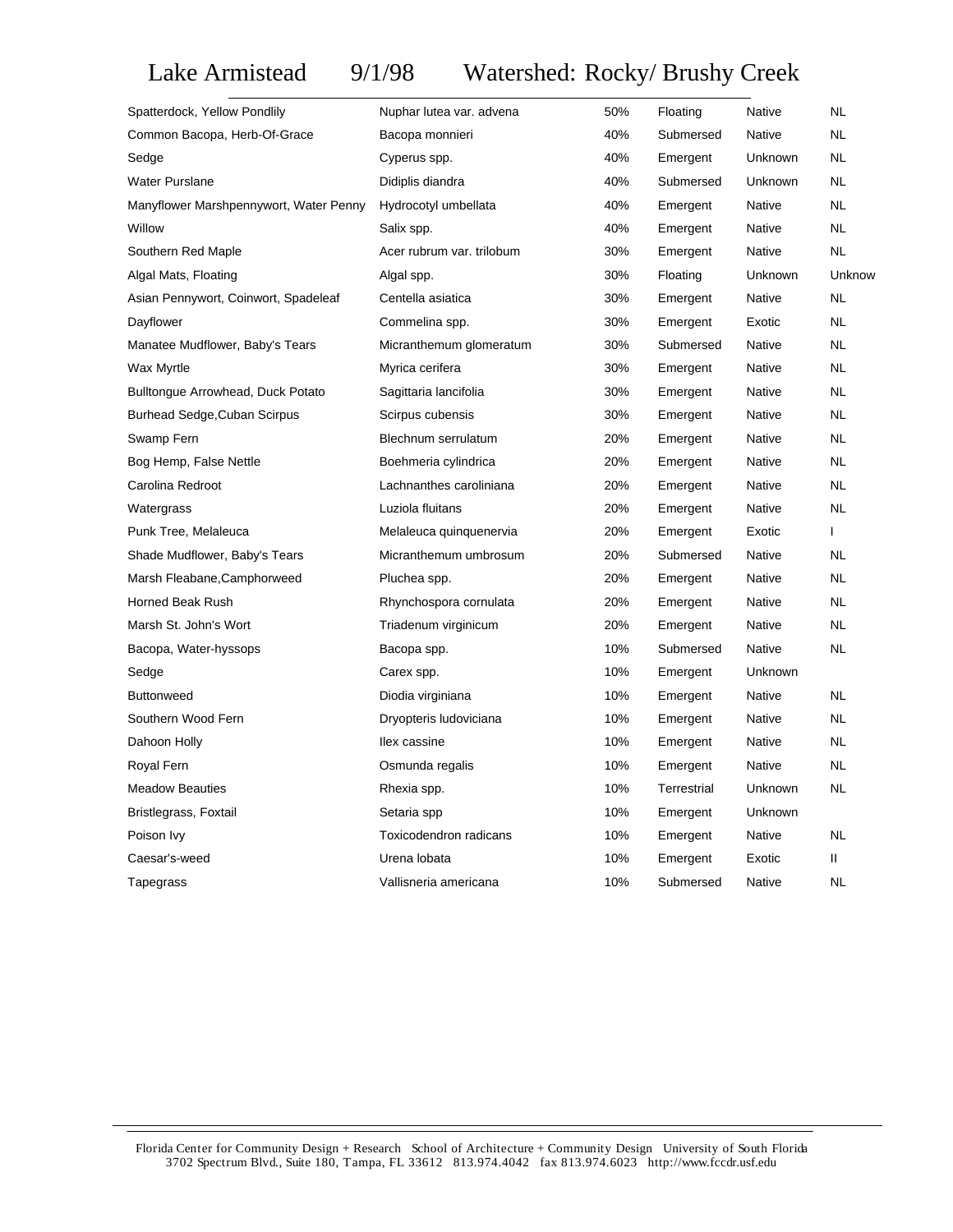# Lake Armistead 9/1/98 Watershed: Rocky/ Brushy Creek

| | | | | | |
|---|---|---|---|---|---|
| Spatterdock, Yellow Pondlily | Nuphar lutea var. advena | 50% | Floating | Native | NL |
| Common Bacopa, Herb-Of-Grace | Bacopa monnieri | 40% | Submersed | Native | NL |
| Sedge | Cyperus spp. | 40% | Emergent | Unknown | NL |
| Water Purslane | Didiplis diandra | 40% | Submersed | Unknown | NL |
| Manyflower Marshpennywort, Water Penny | Hydrocotyl umbellata | 40% | Emergent | Native | NL |
| Willow | Salix spp. | 40% | Emergent | Native | NL |
| Southern Red Maple | Acer rubrum var. trilobum | 30% | Emergent | Native | NL |
| Algal Mats, Floating | Algal spp. | 30% | Floating | Unknown | Unknow |
| Asian Pennywort, Coinwort, Spadeleaf | Centella asiatica | 30% | Emergent | Native | NL |
| Dayflower | Commelina spp. | 30% | Emergent | Exotic | NL |
| Manatee Mudflower, Baby's Tears | Micranthemum glomeratum | 30% | Submersed | Native | NL |
| Wax Myrtle | Myrica cerifera | 30% | Emergent | Native | NL |
| Bulltongue Arrowhead, Duck Potato | Sagittaria lancifolia | 30% | Emergent | Native | NL |
| Burhead Sedge,Cuban Scirpus | Scirpus cubensis | 30% | Emergent | Native | NL |
| Swamp Fern | Blechnum serrulatum | 20% | Emergent | Native | NL |
| Bog Hemp, False Nettle | Boehmeria cylindrica | 20% | Emergent | Native | NL |
| Carolina Redroot | Lachnanthes caroliniana | 20% | Emergent | Native | NL |
| Watergrass | Luziola fluitans | 20% | Emergent | Native | NL |
| Punk Tree, Melaleuca | Melaleuca quinquenervia | 20% | Emergent | Exotic | I |
| Shade Mudflower, Baby's Tears | Micranthemum umbrosum | 20% | Submersed | Native | NL |
| Marsh Fleabane,Camphorweed | Pluchea spp. | 20% | Emergent | Native | NL |
| Horned Beak Rush | Rhynchospora cornulata | 20% | Emergent | Native | NL |
| Marsh St. John's Wort | Triadenum virginicum | 20% | Emergent | Native | NL |
| Bacopa, Water-hyssops | Bacopa spp. | 10% | Submersed | Native | NL |
| Sedge | Carex spp. | 10% | Emergent | Unknown | |
| Buttonweed | Diodia virginiana | 10% | Emergent | Native | NL |
| Southern Wood Fern | Dryopteris ludoviciana | 10% | Emergent | Native | NL |
| Dahoon Holly | Ilex cassine | 10% | Emergent | Native | NL |
| Royal Fern | Osmunda regalis | 10% | Emergent | Native | NL |
| Meadow Beauties | Rhexia spp. | 10% | Terrestrial | Unknown | NL |
| Bristlegrass, Foxtail | Setaria spp | 10% | Emergent | Unknown | |
| Poison Ivy | Toxicodendron radicans | 10% | Emergent | Native | NL |
| Caesar's-weed | Urena lobata | 10% | Emergent | Exotic | II |
| Tapegrass | Vallisneria americana | 10% | Submersed | Native | NL |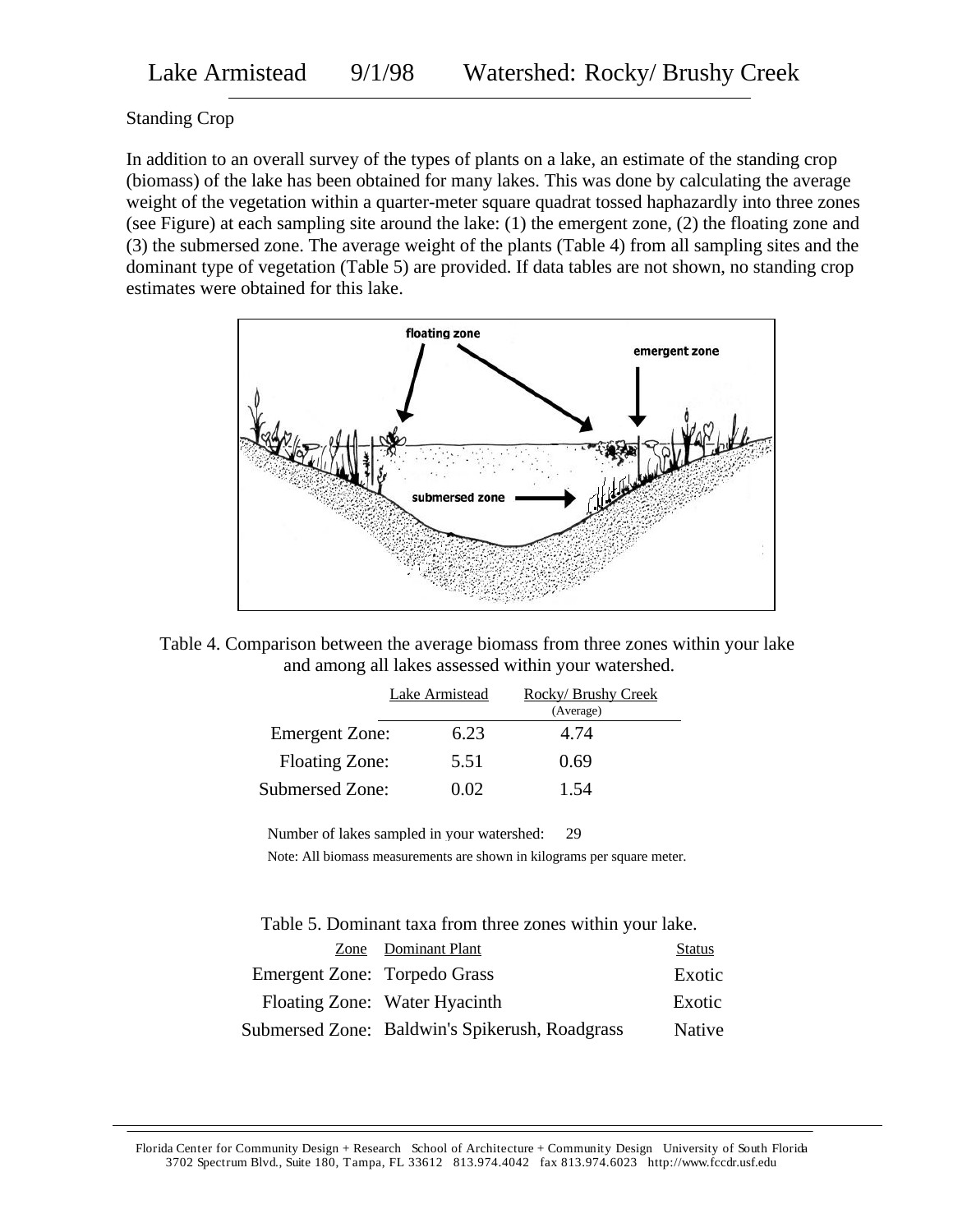# Lake Armistead 9/1/98 Watershed: Rocky/ Brushy Creek

Standing Crop

In addition to an overall survey of the types of plants on a lake, an estimate of the standing crop (biomass) of the lake has been obtained for many lakes. This was done by calculating the average weight of the vegetation within a quarter-meter square quadrat tossed haphazardly into three zones (see Figure) at each sampling site around the lake: (1) the emergent zone, (2) the floating zone and (3) the submersed zone. The average weight of the plants (Table 4) from all sampling sites and the dominant type of vegetation (Table 5) are provided. If data tables are not shown, no standing crop estimates were obtained for this lake.

floating zone

emergent zone

submersed zone

Table 4. Comparison between the average biomass from three zones within your lake and among all lakes assessed within your watershed.

| | Lake Armistead | Rocky/ Brushy Creek (Average) |
|---|---|---|
| Emergent Zone: | 6.23 | 4.74 |
| Floating Zone: | 5.51 | 0.69 |
| Submersed Zone: | 0.02 | 1.54 |

Number of lakes sampled in your watershed: 29

Note: All biomass measurements are shown in kilograms per square meter.

Table 5. Dominant taxa from three zones within your lake.

| Zone | Dominant Plant | Status |
|---|---|---|
| Emergent Zone: | Torpedo Grass | Exotic |
| Floating Zone: | Water Hyacinth | Exotic |
| Submersed Zone: | Baldwin's Spikerush, Roadgrass | Native |